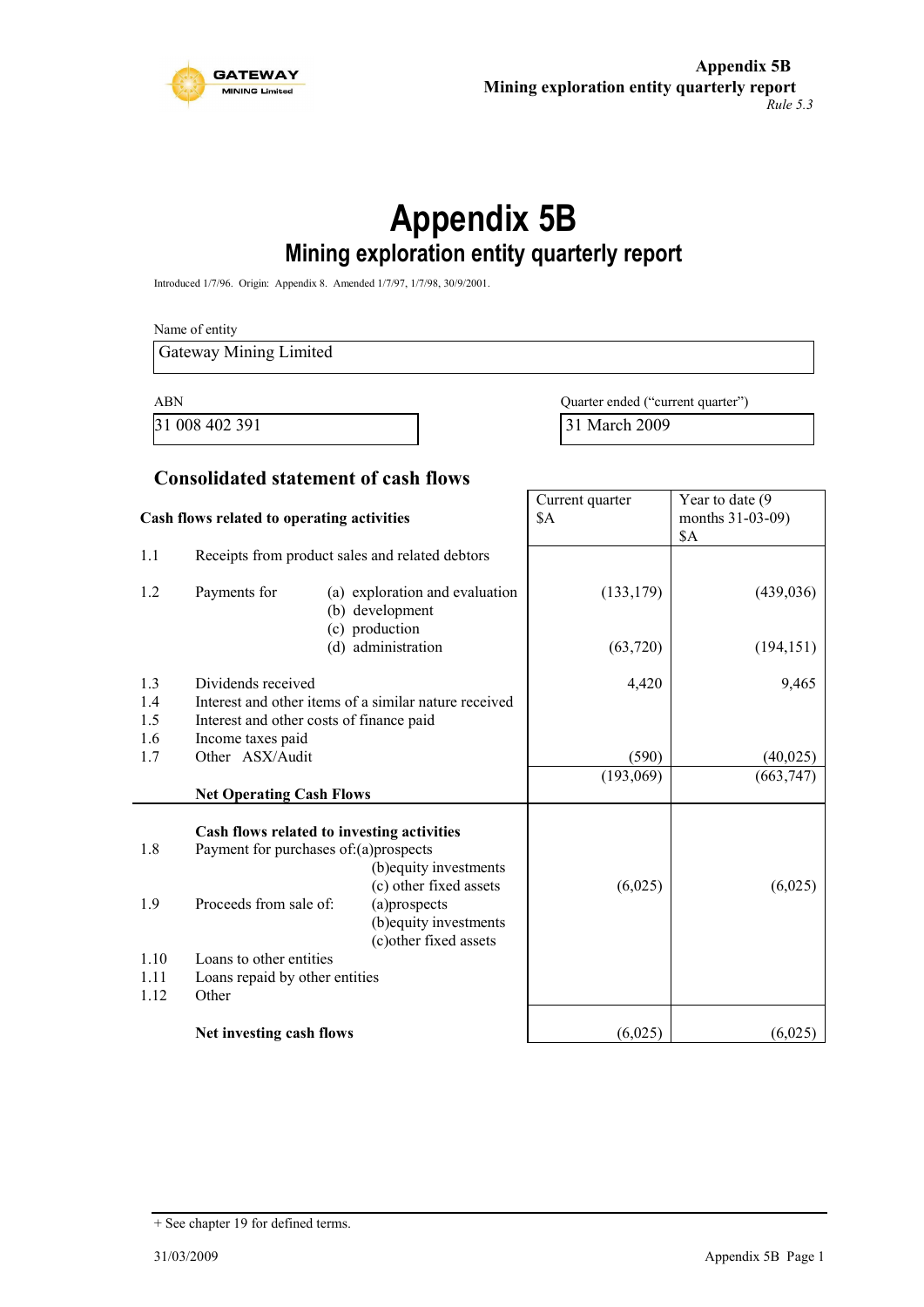**Appendix 5B**
**Mining exploration entity quarterly report**
*Rule 5.3*

# Appendix 5B

## Mining exploration entity quarterly report

Introduced 1/7/96. Origin: Appendix 8. Amended 1/7/97, 1/7/98, 30/9/2001.

Name of entity

Gateway Mining Limited

| ABN | Quarter ended ("current quarter") |
|---|---|
| 31 008 402 391 | 31 March 2009 |

## Consolidated statement of cash flows

| | Cash flows related to operating activities | | Current quarter $A | Year to date (9 months 31-03-09) $A |
|---|---|---|---|---|
| 1.1 | Receipts from product sales and related debtors | | | |
| 1.2 | Payments for | (a) exploration and evaluation | (133,179) | (439,036) |
| | | (b) development | | |
| | | (c) production | | |
| | | (d) administration | (63,720) | (194,151) |
| 1.3 | Dividends received | | 4,420 | 9,465 |
| 1.4 | Interest and other items of a similar nature received | | | |
| 1.5 | Interest and other costs of finance paid | | | |
| 1.6 | Income taxes paid | | | |
| 1.7 | Other ASX/Audit | | (590) | (40,025) |
| | **Net Operating Cash Flows** | | (193,069) | (663,747) |
| | **Cash flows related to investing activities** | | | |
| 1.8 | Payment for purchases of: | (a)prospects | | |
| | | (b)equity investments | | |
| | | (c) other fixed assets | (6,025) | (6,025) |
| 1.9 | Proceeds from sale of: | (a)prospects | | |
| | | (b)equity investments | | |
| | | (c)other fixed assets | | |
| 1.10 | Loans to other entities | | | |
| 1.11 | Loans repaid by other entities | | | |
| 1.12 | Other | | | |
| | **Net investing cash flows** | | (6,025) | (6,025) |

+ See chapter 19 for defined terms.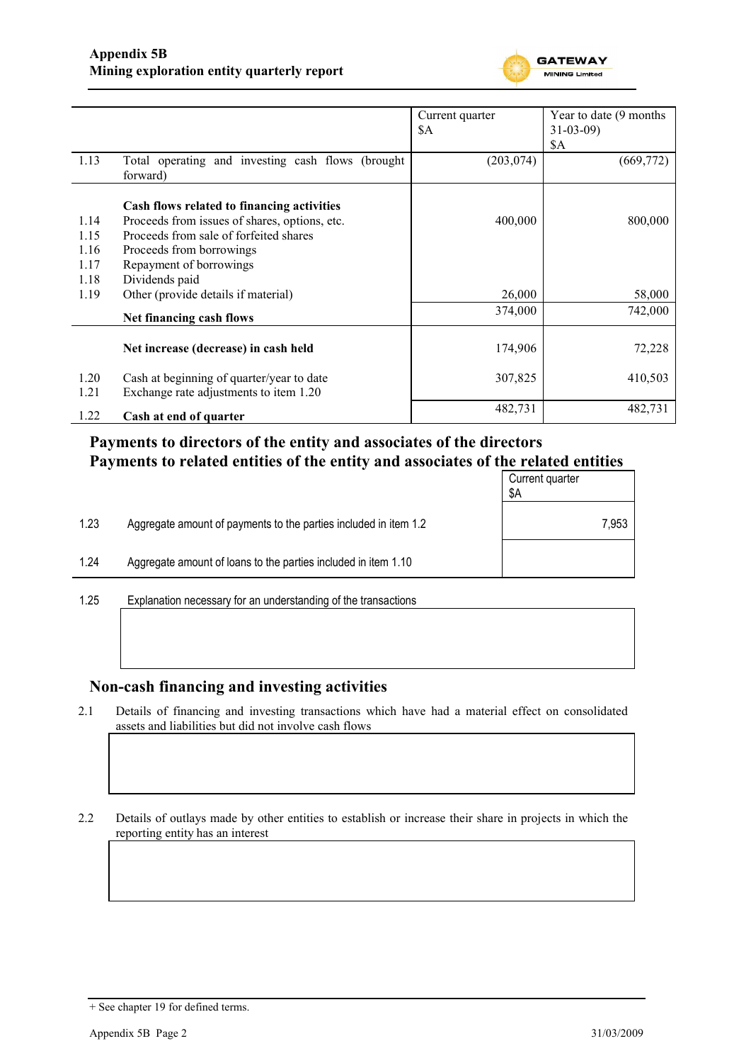| | | Current quarter $A | Year to date (9 months 31-03-09) $A |
|---|---|---|---|
| 1.13 | Total operating and investing cash flows (brought forward) | (203,074) | (669,772) |
| | **Cash flows related to financing activities** | | |
| 1.14 | Proceeds from issues of shares, options, etc. | 400,000 | 800,000 |
| 1.15 | Proceeds from sale of forfeited shares | | |
| 1.16 | Proceeds from borrowings | | |
| 1.17 | Repayment of borrowings | | |
| 1.18 | Dividends paid | | |
| 1.19 | Other (provide details if material) | 26,000 | 58,000 |
| | **Net financing cash flows** | 374,000 | 742,000 |
| | **Net increase (decrease) in cash held** | 174,906 | 72,228 |
| 1.20 | Cash at beginning of quarter/year to date | 307,825 | 410,503 |
| 1.21 | Exchange rate adjustments to item 1.20 | | |
| 1.22 | **Cash at end of quarter** | 482,731 | 482,731 |

## Payments to directors of the entity and associates of the directors
## Payments to related entities of the entity and associates of the related entities

| | | Current quarter $A |
|---|---|---|
| 1.23 | Aggregate amount of payments to the parties included in item 1.2 | 7,953 |
| 1.24 | Aggregate amount of loans to the parties included in item 1.10 | |

1.25 Explanation necessary for an understanding of the transactions

## Non-cash financing and investing activities

2.1 Details of financing and investing transactions which have had a material effect on consolidated assets and liabilities but did not involve cash flows

2.2 Details of outlays made by other entities to establish or increase their share in projects in which the reporting entity has an interest

+ See chapter 19 for defined terms.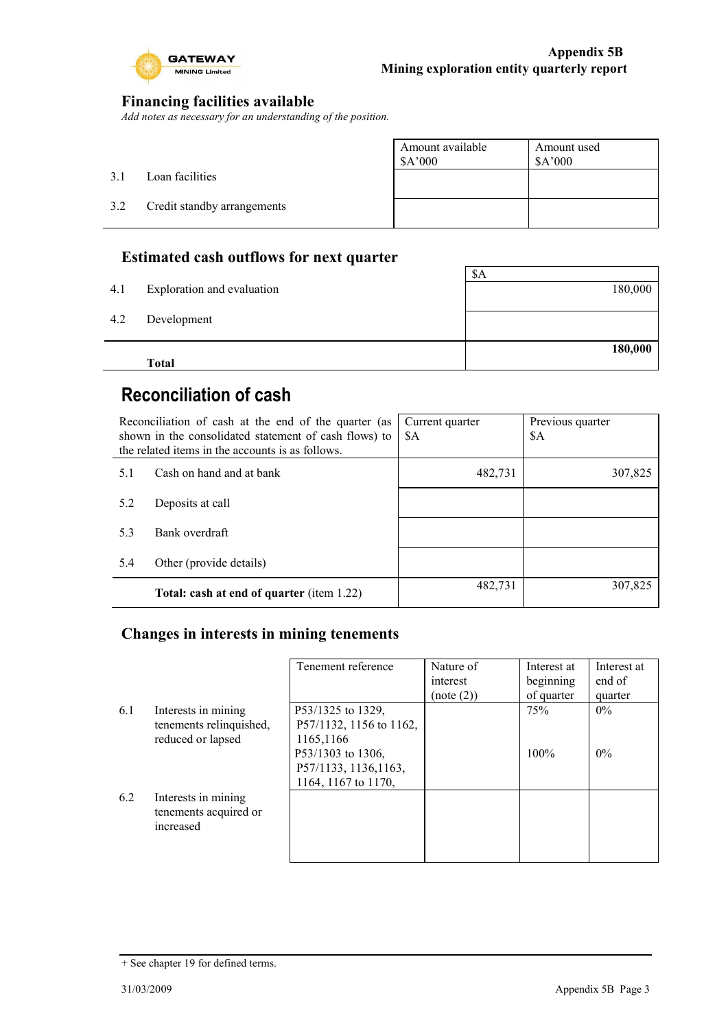## Financing facilities available

*Add notes as necessary for an understanding of the position.*

| | | Amount available $A'000 | Amount used $A'000 |
|---|---|---|---|
| 3.1 | Loan facilities | | |
| 3.2 | Credit standby arrangements | | |

## Estimated cash outflows for next quarter

| | | $A |
|---|---|---|
| 4.1 | Exploration and evaluation | 180,000 |
| 4.2 | Development | |
| | **Total** | **180,000** |

# Reconciliation of cash

| Reconciliation of cash at the end of the quarter (as shown in the consolidated statement of cash flows) to the related items in the accounts is as follows. | | Current quarter $A | Previous quarter $A |
|---|---|---|---|
| 5.1 | Cash on hand and at bank | 482,731 | 307,825 |
| 5.2 | Deposits at call | | |
| 5.3 | Bank overdraft | | |
| 5.4 | Other (provide details) | | |
| | **Total: cash at end of quarter** (item 1.22) | 482,731 | 307,825 |

## Changes in interests in mining tenements

| | | Tenement reference | Nature of interest (note (2)) | Interest at beginning of quarter | Interest at end of quarter |
|---|---|---|---|---|---|
| 6.1 | Interests in mining tenements relinquished, reduced or lapsed | P53/1325 to 1329, P57/1132, 1156 to 1162, 1165,1166 | | 75% | 0% |
| | | P53/1303 to 1306, P57/1133, 1136,1163, 1164, 1167 to 1170, | | 100% | 0% |
| 6.2 | Interests in mining tenements acquired or increased | | | | |

+ See chapter 19 for defined terms.

31/03/2009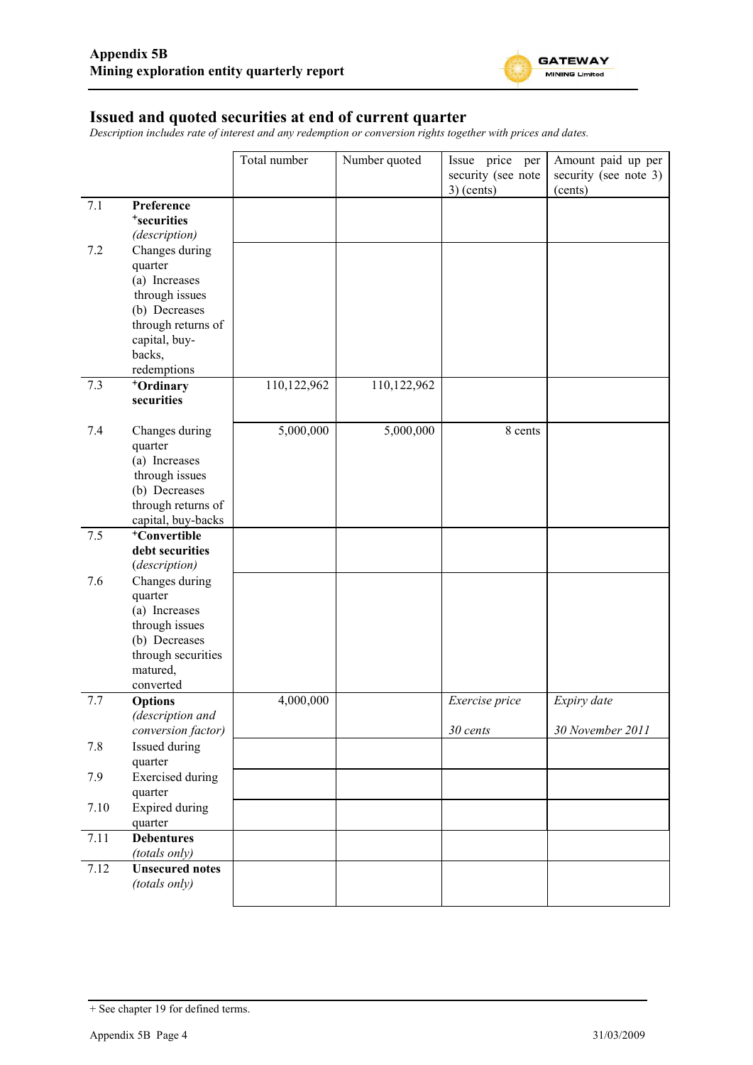## Issued and quoted securities at end of current quarter

*Description includes rate of interest and any redemption or conversion rights together with prices and dates.*

| | | Total number | Number quoted | Issue price per security (see note 3) (cents) | Amount paid up per security (see note 3) (cents) |
|---|---|---|---|---|---|
| 7.1 | **Preference +securities** *(description)* | | | | |
| 7.2 | Changes during quarter (a) Increases through issues (b) Decreases through returns of capital, buy-backs, redemptions | | | | |
| 7.3 | **+Ordinary securities** | 110,122,962 | 110,122,962 | | |
| 7.4 | Changes during quarter (a) Increases through issues (b) Decreases through returns of capital, buy-backs | 5,000,000 | 5,000,000 | 8 cents | |
| 7.5 | **+Convertible debt securities** *(description)* | | | | |
| 7.6 | Changes during quarter (a) Increases through issues (b) Decreases through securities matured, converted | | | | |
| 7.7 | **Options** *(description and conversion factor)* | 4,000,000 | | *Exercise price* *30 cents* | *Expiry date* *30 November 2011* |
| 7.8 | Issued during quarter | | | | |
| 7.9 | Exercised during quarter | | | | |
| 7.10 | Expired during quarter | | | | |
| 7.11 | **Debentures** *(totals only)* | | | | |
| 7.12 | **Unsecured notes** *(totals only)* | | | | |

+ See chapter 19 for defined terms.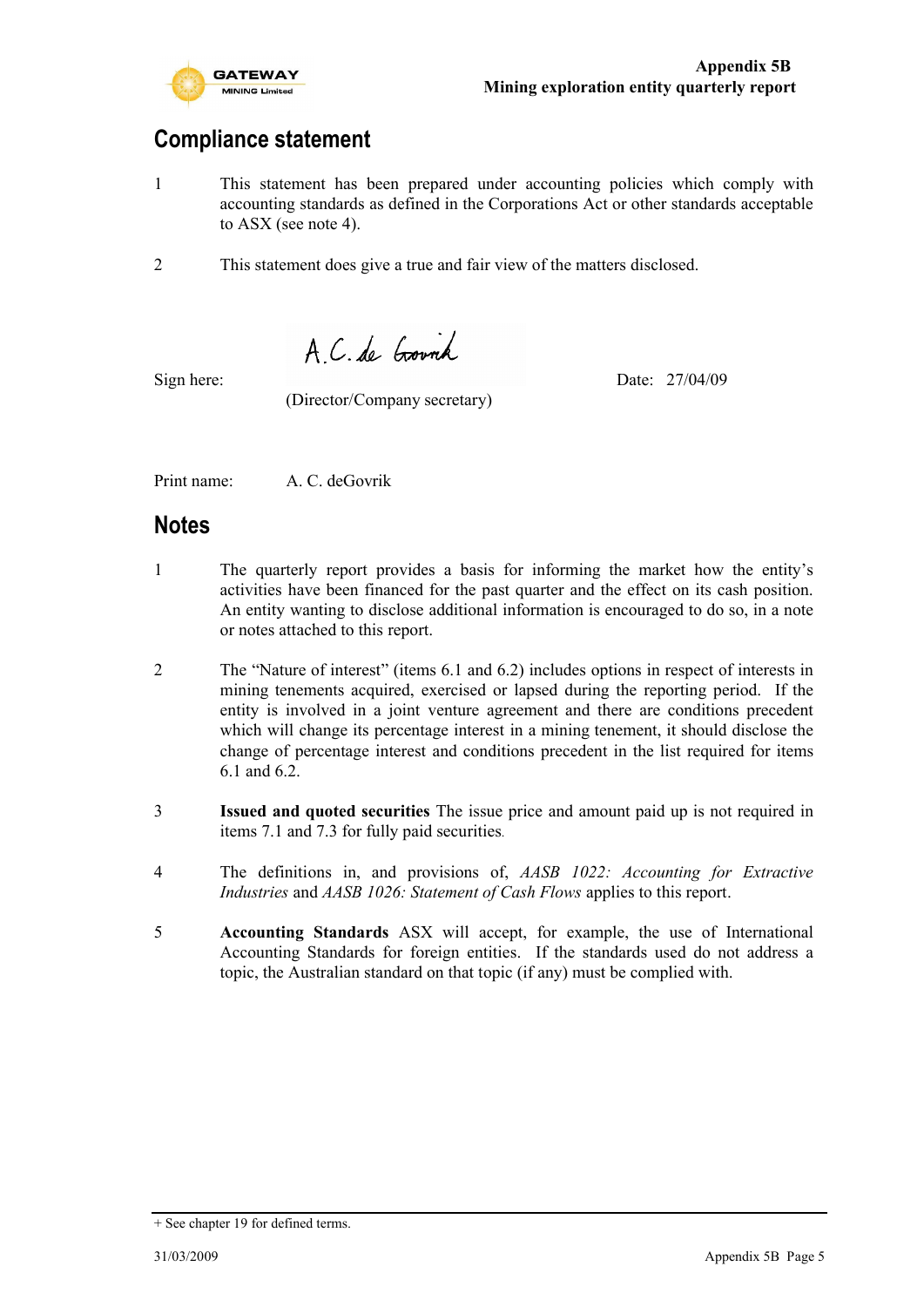## Compliance statement

1 This statement has been prepared under accounting policies which comply with accounting standards as defined in the Corporations Act or other standards acceptable to ASX (see note 4).

2 This statement does give a true and fair view of the matters disclosed.

Sign here: A.C. de Govrik (Director/Company secretary) Date: 27/04/09

Print name: A. C. deGovrik

## Notes

1 The quarterly report provides a basis for informing the market how the entity's activities have been financed for the past quarter and the effect on its cash position. An entity wanting to disclose additional information is encouraged to do so, in a note or notes attached to this report.

2 The "Nature of interest" (items 6.1 and 6.2) includes options in respect of interests in mining tenements acquired, exercised or lapsed during the reporting period. If the entity is involved in a joint venture agreement and there are conditions precedent which will change its percentage interest in a mining tenement, it should disclose the change of percentage interest and conditions precedent in the list required for items 6.1 and 6.2.

3 **Issued and quoted securities** The issue price and amount paid up is not required in items 7.1 and 7.3 for fully paid securities.

4 The definitions in, and provisions of, *AASB 1022: Accounting for Extractive Industries* and *AASB 1026: Statement of Cash Flows* applies to this report.

5 **Accounting Standards** ASX will accept, for example, the use of International Accounting Standards for foreign entities. If the standards used do not address a topic, the Australian standard on that topic (if any) must be complied with.

+ See chapter 19 for defined terms.